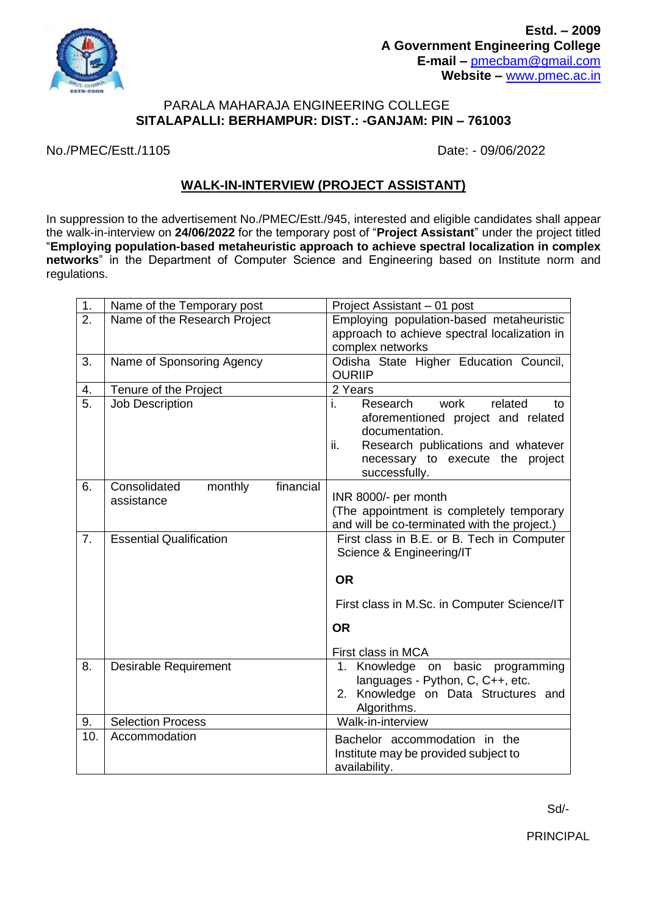**Estd. – 2009**
**A Government Engineering College**
**E-mail –** pmecbam@gmail.com
**Website –** www.pmec.ac.in

PARALA MAHARAJA ENGINEERING COLLEGE
**SITALAPALLI: BERHAMPUR: DIST.: -GANJAM: PIN – 761003**

No./PMEC/Estt./1105 Date: - 09/06/2022

## WALK-IN-INTERVIEW (PROJECT ASSISTANT)

In suppression to the advertisement No./PMEC/Estt./945, interested and eligible candidates shall appear the walk-in-interview on **24/06/2022** for the temporary post of "**Project Assistant**" under the project titled "**Employing population-based metaheuristic approach to achieve spectral localization in complex networks**" in the Department of Computer Science and Engineering based on Institute norm and regulations.

| | | |
|---|---|---|
| 1. | Name of the Temporary post | Project Assistant – 01 post |
| 2. | Name of the Research Project | Employing population-based metaheuristic approach to achieve spectral localization in complex networks |
| 3. | Name of Sponsoring Agency | Odisha State Higher Education Council, OURIIP |
| 4. | Tenure of the Project | 2 Years |
| 5. | Job Description | i. Research work related to aforementioned project and related documentation.<br>ii. Research publications and whatever necessary to execute the project successfully. |
| 6. | Consolidated monthly financial assistance | INR 8000/- per month<br>(The appointment is completely temporary and will be co-terminated with the project.) |
| 7. | Essential Qualification | First class in B.E. or B. Tech in Computer Science & Engineering/IT<br>**OR**<br>First class in M.Sc. in Computer Science/IT<br>**OR**<br>First class in MCA |
| 8. | Desirable Requirement | 1. Knowledge on basic programming languages - Python, C, C++, etc.<br>2. Knowledge on Data Structures and Algorithms. |
| 9. | Selection Process | Walk-in-interview |
| 10. | Accommodation | Bachelor accommodation in the Institute may be provided subject to availability. |

Sd/-

PRINCIPAL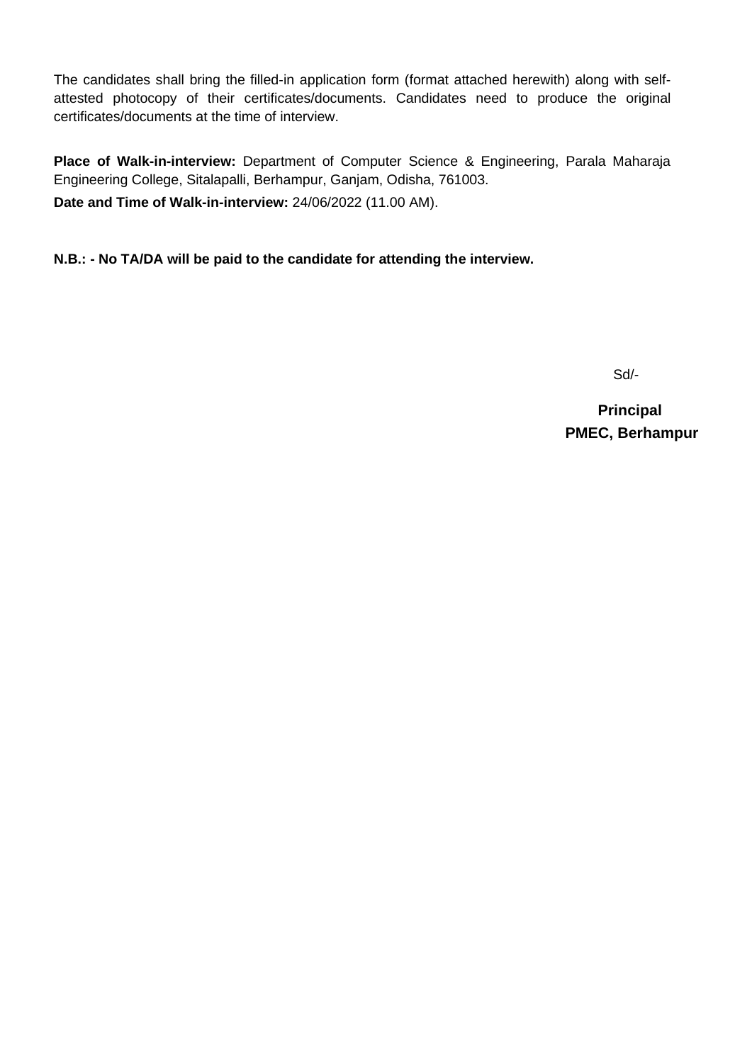The candidates shall bring the filled-in application form (format attached herewith) along with self-attested photocopy of their certificates/documents. Candidates need to produce the original certificates/documents at the time of interview.

**Place of Walk-in-interview:** Department of Computer Science & Engineering, Parala Maharaja Engineering College, Sitalapalli, Berhampur, Ganjam, Odisha, 761003.

**Date and Time of Walk-in-interview:** 24/06/2022 (11.00 AM).

**N.B.: - No TA/DA will be paid to the candidate for attending the interview.**

Sd/-

**Principal**
**PMEC, Berhampur**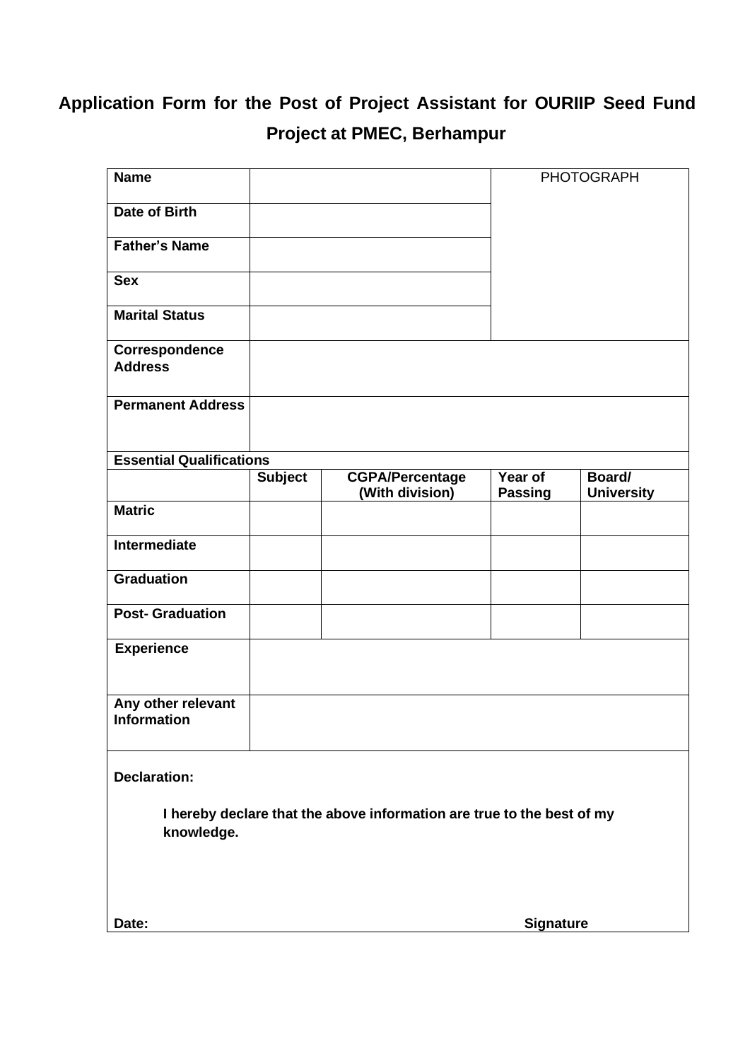# Application Form for the Post of Project Assistant for OURIIP Seed Fund Project at PMEC, Berhampur

| | | |
|---|---|---|
| **Name** | | PHOTOGRAPH |
| **Date of Birth** | | |
| **Father's Name** | | |
| **Sex** | | |
| **Marital Status** | | |
| **Correspondence Address** | | |
| **Permanent Address** | | |

**Essential Qualifications**

| | **Subject** | **CGPA/Percentage (With division)** | **Year of Passing** | **Board/ University** |
|---|---|---|---|---|
| **Matric** | | | | |
| **Intermediate** | | | | |
| **Graduation** | | | | |
| **Post- Graduation** | | | | |

| | |
|---|---|
| **Experience** | |
| **Any other relevant Information** | |

**Declaration:**

**I hereby declare that the above information are true to the best of my knowledge.**

**Date:** **Signature**